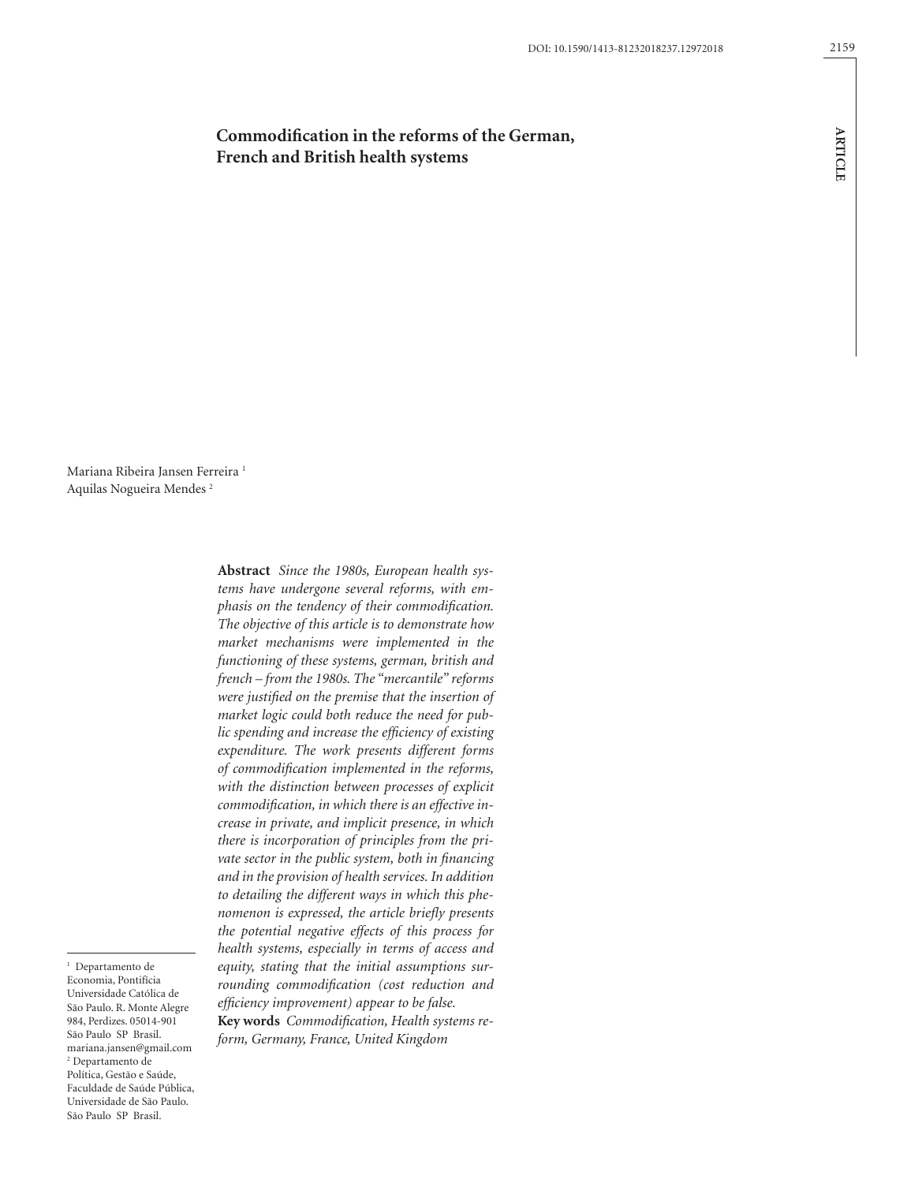# Commodification in the reforms of the German, French and British health systems

Mariana Ribeira Jansen Ferreira [1]
Aquilas Nogueira Mendes [2]

**Abstract** *Since the 1980s, European health systems have undergone several reforms, with emphasis on the tendency of their commodification. The objective of this article is to demonstrate how market mechanisms were implemented in the functioning of these systems, german, british and french – from the 1980s. The "mercantile" reforms were justified on the premise that the insertion of market logic could both reduce the need for public spending and increase the efficiency of existing expenditure. The work presents different forms of commodification implemented in the reforms, with the distinction between processes of explicit commodification, in which there is an effective increase in private, and implicit presence, in which there is incorporation of principles from the private sector in the public system, both in financing and in the provision of health services. In addition to detailing the different ways in which this phenomenon is expressed, the article briefly presents the potential negative effects of this process for health systems, especially in terms of access and equity, stating that the initial assumptions surrounding commodification (cost reduction and efficiency improvement) appear to be false.*

**Key words** *Commodification, Health systems reform, Germany, France, United Kingdom*

---

[1] Departamento de Economia, Pontifícia Universidade Católica de São Paulo. R. Monte Alegre 984, Perdizes. 05014-901 São Paulo SP Brasil. mariana.jansen@gmail.com

[2] Departamento de Política, Gestão e Saúde, Faculdade de Saúde Pública, Universidade de São Paulo. São Paulo SP Brasil.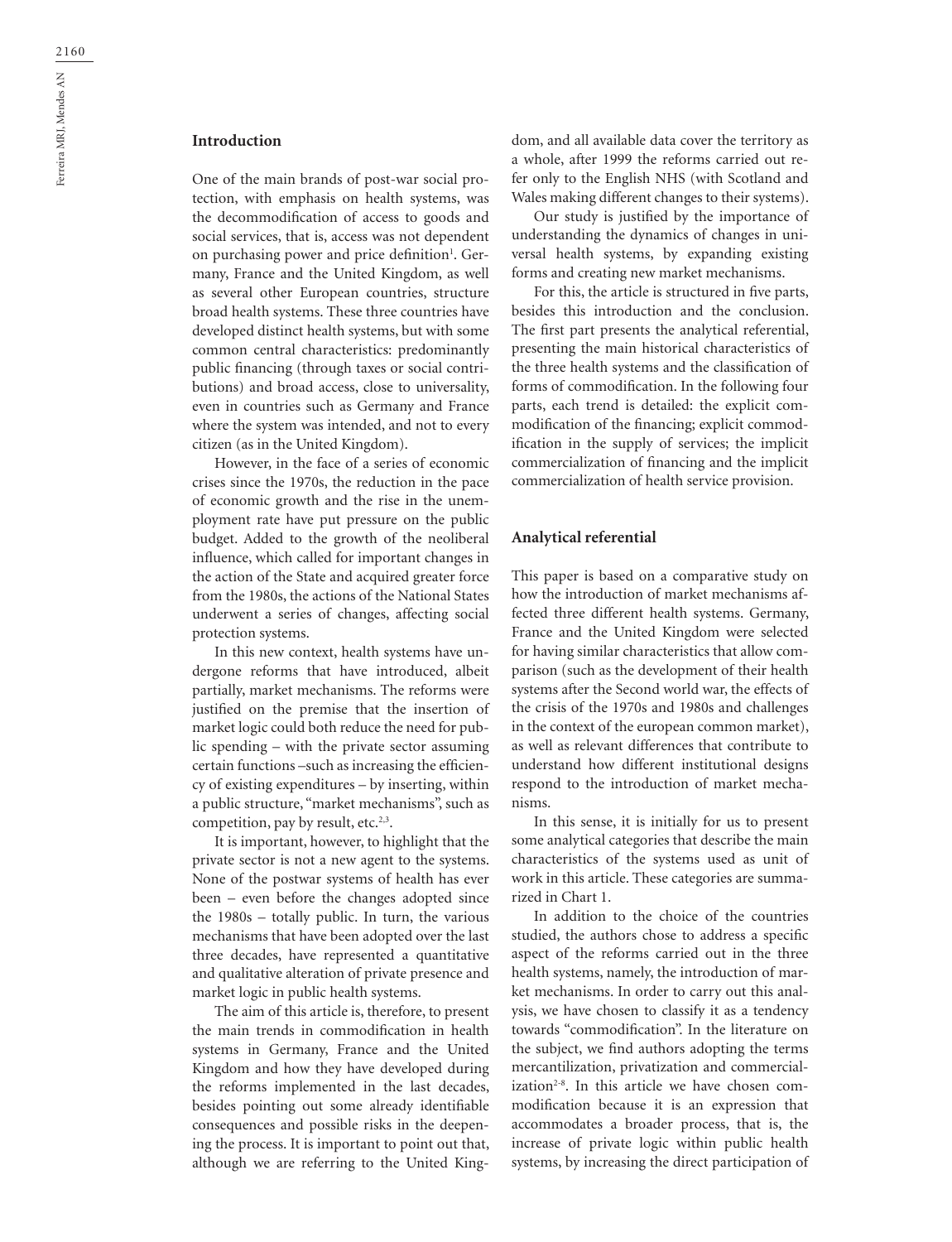## Introduction

One of the main brands of post-war social protection, with emphasis on health systems, was the decommodification of access to goods and social services, that is, access was not dependent on purchasing power and price definition[1]. Germany, France and the United Kingdom, as well as several other European countries, structure broad health systems. These three countries have developed distinct health systems, but with some common central characteristics: predominantly public financing (through taxes or social contributions) and broad access, close to universality, even in countries such as Germany and France where the system was intended, and not to every citizen (as in the United Kingdom).

However, in the face of a series of economic crises since the 1970s, the reduction in the pace of economic growth and the rise in the unemployment rate have put pressure on the public budget. Added to the growth of the neoliberal influence, which called for important changes in the action of the State and acquired greater force from the 1980s, the actions of the National States underwent a series of changes, affecting social protection systems.

In this new context, health systems have undergone reforms that have introduced, albeit partially, market mechanisms. The reforms were justified on the premise that the insertion of market logic could both reduce the need for public spending – with the private sector assuming certain functions –such as increasing the efficiency of existing expenditures – by inserting, within a public structure, "market mechanisms", such as competition, pay by result, etc.[2,3].

It is important, however, to highlight that the private sector is not a new agent to the systems. None of the postwar systems of health has ever been – even before the changes adopted since the 1980s – totally public. In turn, the various mechanisms that have been adopted over the last three decades, have represented a quantitative and qualitative alteration of private presence and market logic in public health systems.

The aim of this article is, therefore, to present the main trends in commodification in health systems in Germany, France and the United Kingdom and how they have developed during the reforms implemented in the last decades, besides pointing out some already identifiable consequences and possible risks in the deepening the process. It is important to point out that, although we are referring to the United Kingdom, and all available data cover the territory as a whole, after 1999 the reforms carried out refer only to the English NHS (with Scotland and Wales making different changes to their systems).

Our study is justified by the importance of understanding the dynamics of changes in universal health systems, by expanding existing forms and creating new market mechanisms.

For this, the article is structured in five parts, besides this introduction and the conclusion. The first part presents the analytical referential, presenting the main historical characteristics of the three health systems and the classification of forms of commodification. In the following four parts, each trend is detailed: the explicit commodification of the financing; explicit commodification in the supply of services; the implicit commercialization of financing and the implicit commercialization of health service provision.

## Analytical referential

This paper is based on a comparative study on how the introduction of market mechanisms affected three different health systems. Germany, France and the United Kingdom were selected for having similar characteristics that allow comparison (such as the development of their health systems after the Second world war, the effects of the crisis of the 1970s and 1980s and challenges in the context of the european common market), as well as relevant differences that contribute to understand how different institutional designs respond to the introduction of market mechanisms.

In this sense, it is initially for us to present some analytical categories that describe the main characteristics of the systems used as unit of work in this article. These categories are summarized in Chart 1.

In addition to the choice of the countries studied, the authors chose to address a specific aspect of the reforms carried out in the three health systems, namely, the introduction of market mechanisms. In order to carry out this analysis, we have chosen to classify it as a tendency towards "commodification". In the literature on the subject, we find authors adopting the terms mercantilization, privatization and commercialization[2-8]. In this article we have chosen commodification because it is an expression that accommodates a broader process, that is, the increase of private logic within public health systems, by increasing the direct participation of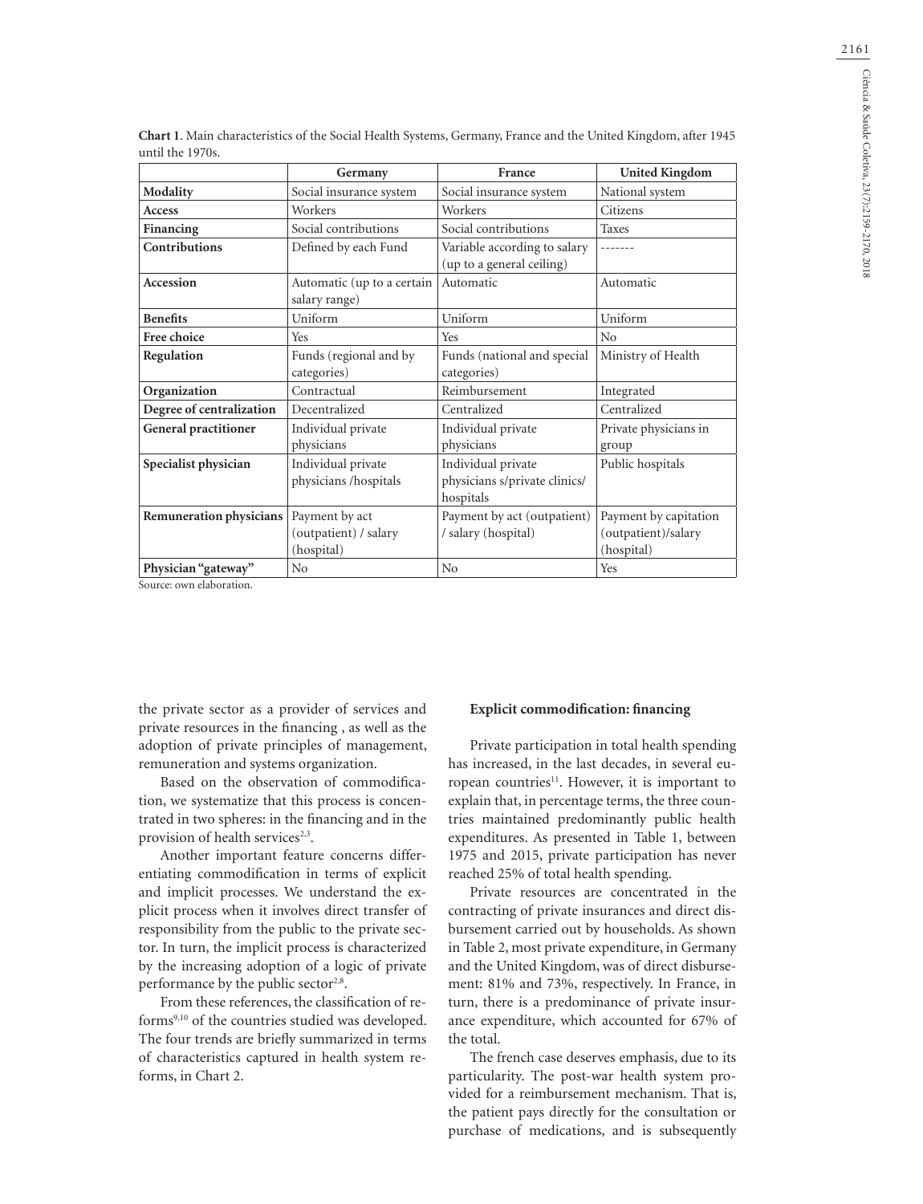**Chart 1**. Main characteristics of the Social Health Systems, Germany, France and the United Kingdom, after 1945 until the 1970s.

| | Germany | France | United Kingdom |
|---|---|---|---|
| **Modality** | Social insurance system | Social insurance system | National system |
| **Access** | Workers | Workers | Citizens |
| **Financing** | Social contributions | Social contributions | Taxes |
| **Contributions** | Defined by each Fund | Variable according to salary (up to a general ceiling) | ------- |
| **Accession** | Automatic (up to a certain salary range) | Automatic | Automatic |
| **Benefits** | Uniform | Uniform | Uniform |
| **Free choice** | Yes | Yes | No |
| **Regulation** | Funds (regional and by categories) | Funds (national and special categories) | Ministry of Health |
| **Organization** | Contractual | Reimbursement | Integrated |
| **Degree of centralization** | Decentralized | Centralized | Centralized |
| **General practitioner** | Individual private physicians | Individual private physicians | Private physicians in group |
| **Specialist physician** | Individual private physicians /hospitals | Individual private physicians s/private clinics/ hospitals | Public hospitals |
| **Remuneration physicians** | Payment by act (outpatient) / salary (hospital) | Payment by act (outpatient) / salary (hospital) | Payment by capitation (outpatient)/salary (hospital) |
| **Physician "gateway"** | No | No | Yes |

Source: own elaboration.

the private sector as a provider of services and private resources in the financing , as well as the adoption of private principles of management, remuneration and systems organization.

Based on the observation of commodification, we systematize that this process is concentrated in two spheres: in the financing and in the provision of health services[2,3].

Another important feature concerns differentiating commodification in terms of explicit and implicit processes. We understand the explicit process when it involves direct transfer of responsibility from the public to the private sector. In turn, the implicit process is characterized by the increasing adoption of a logic of private performance by the public sector[2,8].

From these references, the classification of reforms[9,10] of the countries studied was developed. The four trends are briefly summarized in terms of characteristics captured in health system reforms, in Chart 2.

### Explicit commodification: financing

Private participation in total health spending has increased, in the last decades, in several european countries[11]. However, it is important to explain that, in percentage terms, the three countries maintained predominantly public health expenditures. As presented in Table 1, between 1975 and 2015, private participation has never reached 25% of total health spending.

Private resources are concentrated in the contracting of private insurances and direct disbursement carried out by households. As shown in Table 2, most private expenditure, in Germany and the United Kingdom, was of direct disbursement: 81% and 73%, respectively. In France, in turn, there is a predominance of private insurance expenditure, which accounted for 67% of the total.

The french case deserves emphasis, due to its particularity. The post-war health system provided for a reimbursement mechanism. That is, the patient pays directly for the consultation or purchase of medications, and is subsequently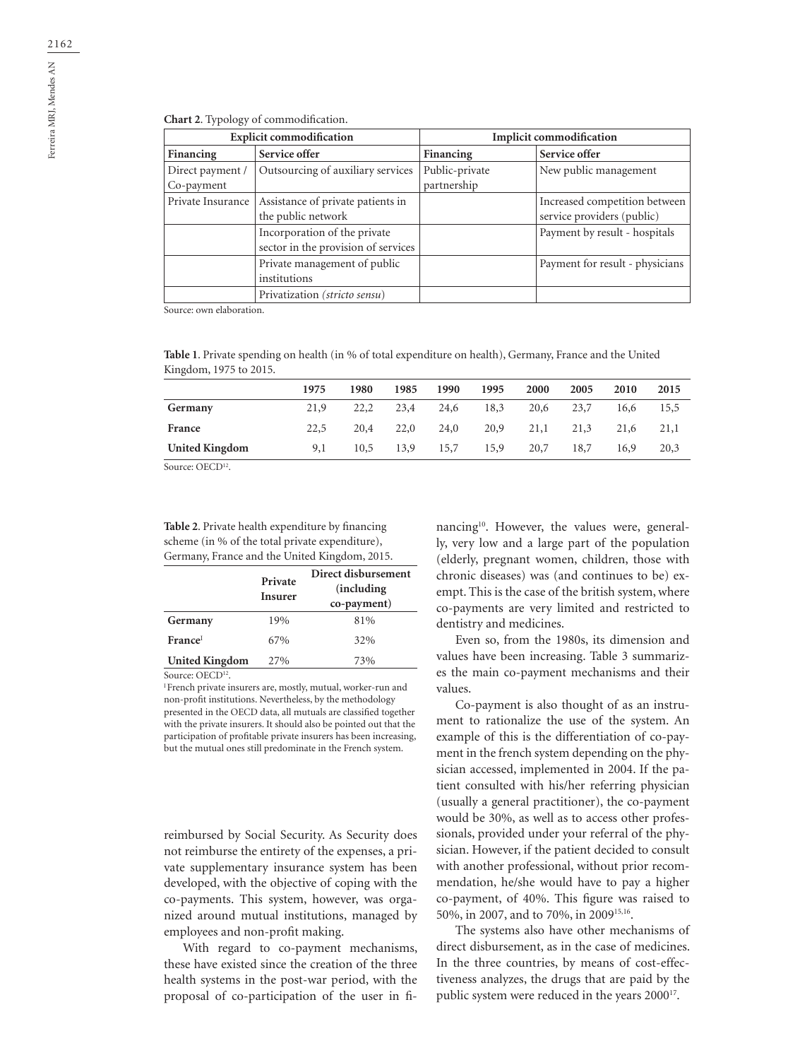**Chart 2**. Typology of commodification.

| Explicit commodification | | Implicit commodification | |
|---|---|---|---|
| **Financing** | **Service offer** | **Financing** | **Service offer** |
| Direct payment / Co-payment | Outsourcing of auxiliary services | Public-private partnership | New public management |
| Private Insurance | Assistance of private patients in the public network | | Increased competition between service providers (public) |
| | Incorporation of the private sector in the provision of services | | Payment by result - hospitals |
| | Private management of public institutions | | Payment for result - physicians |
| | Privatization *(stricto sensu)* | | |

Source: own elaboration.

**Table 1**. Private spending on health (in % of total expenditure on health), Germany, France and the United Kingdom, 1975 to 2015.

| | 1975 | 1980 | 1985 | 1990 | 1995 | 2000 | 2005 | 2010 | 2015 |
|---|---|---|---|---|---|---|---|---|---|
| **Germany** | 21,9 | 22,2 | 23,4 | 24,6 | 18,3 | 20,6 | 23,7 | 16,6 | 15,5 |
| **France** | 22,5 | 20,4 | 22,0 | 24,0 | 20,9 | 21,1 | 21,3 | 21,6 | 21,1 |
| **United Kingdom** | 9,1 | 10,5 | 13,9 | 15,7 | 15,9 | 20,7 | 18,7 | 16,9 | 20,3 |

Source: OECD[12].

**Table 2**. Private health expenditure by financing scheme (in % of the total private expenditure), Germany, France and the United Kingdom, 2015.

| | Private Insurer | Direct disbursement (including co-payment) |
|---|---|---|
| **Germany** | 19% | 81% |
| **France**[1] | 67% | 32% |
| **United Kingdom** | 27% | 73% |

Source: OECD[12].

[1] French private insurers are, mostly, mutual, worker-run and non-profit institutions. Nevertheless, by the methodology presented in the OECD data, all mutuals are classified together with the private insurers. It should also be pointed out that the participation of profitable private insurers has been increasing, but the mutual ones still predominate in the French system.

reimbursed by Social Security. As Security does not reimburse the entirety of the expenses, a private supplementary insurance system has been developed, with the objective of coping with the co-payments. This system, however, was organized around mutual institutions, managed by employees and non-profit making.

With regard to co-payment mechanisms, these have existed since the creation of the three health systems in the post-war period, with the proposal of co-participation of the user in financing[10]. However, the values were, generally, very low and a large part of the population (elderly, pregnant women, children, those with chronic diseases) was (and continues to be) exempt. This is the case of the british system, where co-payments are very limited and restricted to dentistry and medicines.

Even so, from the 1980s, its dimension and values have been increasing. Table 3 summarizes the main co-payment mechanisms and their values.

Co-payment is also thought of as an instrument to rationalize the use of the system. An example of this is the differentiation of co-payment in the french system depending on the physician accessed, implemented in 2004. If the patient consulted with his/her referring physician (usually a general practitioner), the co-payment would be 30%, as well as to access other professionals, provided under your referral of the physician. However, if the patient decided to consult with another professional, without prior recommendation, he/she would have to pay a higher co-payment, of 40%. This figure was raised to 50%, in 2007, and to 70%, in 2009[15,16].

The systems also have other mechanisms of direct disbursement, as in the case of medicines. In the three countries, by means of cost-effectiveness analyzes, the drugs that are paid by the public system were reduced in the years 2000[17].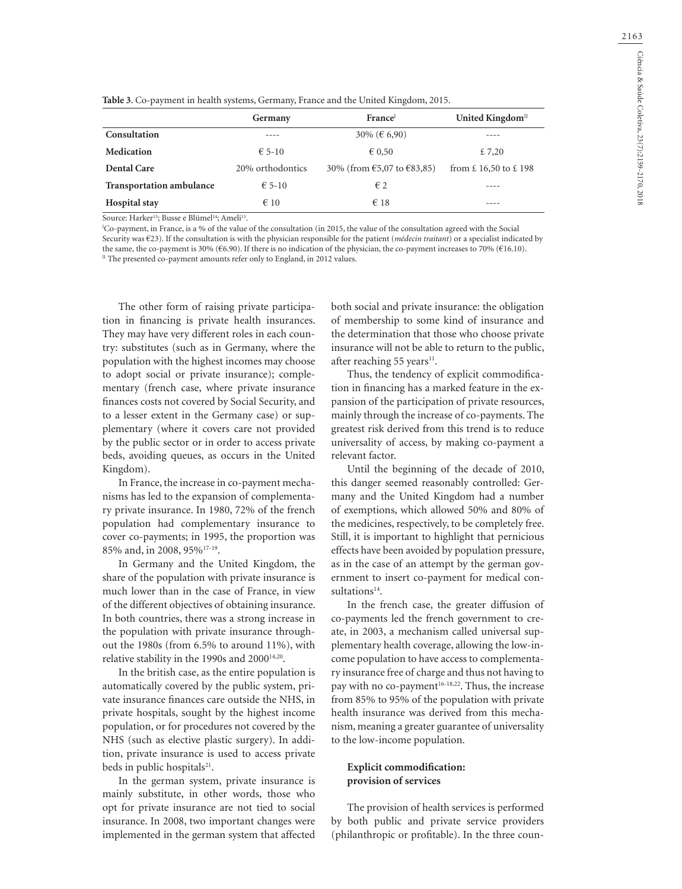**Table 3**. Co-payment in health systems, Germany, France and the United Kingdom, 2015.

| | Germany | France[I] | United Kingdom[II] |
|---|---|---|---|
| **Consultation** | ---- | 30% (€ 6,90) | ---- |
| **Medication** | € 5-10 | € 0,50 | £ 7,20 |
| **Dental Care** | 20% orthodontics | 30% (from €5,07 to €83,85) | from £ 16,50 to £ 198 |
| **Transportation ambulance** | € 5-10 | € 2 | ---- |
| **Hospital stay** | € 10 | € 18 | ---- |

Source: Harker[13]; Busse e Blümel[14]; Ameli[15].

[I]Co-payment, in France, is a % of the value of the consultation (in 2015, the value of the consultation agreed with the Social Security was €23). If the consultation is with the physician responsible for the patient (*médecin traitant*) or a specialist indicated by the same, the co-payment is 30% (€6.90). If there is no indication of the physician, the co-payment increases to 70% (€16.10).
[II] The presented co-payment amounts refer only to England, in 2012 values.

The other form of raising private participation in financing is private health insurances. They may have very different roles in each country: substitutes (such as in Germany, where the population with the highest incomes may choose to adopt social or private insurance); complementary (french case, where private insurance finances costs not covered by Social Security, and to a lesser extent in the Germany case) or supplementary (where it covers care not provided by the public sector or in order to access private beds, avoiding queues, as occurs in the United Kingdom).

In France, the increase in co-payment mechanisms has led to the expansion of complementary private insurance. In 1980, 72% of the french population had complementary insurance to cover co-payments; in 1995, the proportion was 85% and, in 2008, 95%[17-19].

In Germany and the United Kingdom, the share of the population with private insurance is much lower than in the case of France, in view of the different objectives of obtaining insurance. In both countries, there was a strong increase in the population with private insurance throughout the 1980s (from 6.5% to around 11%), with relative stability in the 1990s and 2000[14,20].

In the british case, as the entire population is automatically covered by the public system, private insurance finances care outside the NHS, in private hospitals, sought by the highest income population, or for procedures not covered by the NHS (such as elective plastic surgery). In addition, private insurance is used to access private beds in public hospitals[21].

In the german system, private insurance is mainly substitute, in other words, those who opt for private insurance are not tied to social insurance. In 2008, two important changes were implemented in the german system that affected both social and private insurance: the obligation of membership to some kind of insurance and the determination that those who choose private insurance will not be able to return to the public, after reaching 55 years[11].

Thus, the tendency of explicit commodification in financing has a marked feature in the expansion of the participation of private resources, mainly through the increase of co-payments. The greatest risk derived from this trend is to reduce universality of access, by making co-payment a relevant factor.

Until the beginning of the decade of 2010, this danger seemed reasonably controlled: Germany and the United Kingdom had a number of exemptions, which allowed 50% and 80% of the medicines, respectively, to be completely free. Still, it is important to highlight that pernicious effects have been avoided by population pressure, as in the case of an attempt by the german government to insert co-payment for medical consultations[14].

In the french case, the greater diffusion of co-payments led the french government to create, in 2003, a mechanism called universal supplementary health coverage, allowing the low-income population to have access to complementary insurance free of charge and thus not having to pay with no co-payment[16-18,22]. Thus, the increase from 85% to 95% of the population with private health insurance was derived from this mechanism, meaning a greater guarantee of universality to the low-income population.

### Explicit commodification: provision of services

The provision of health services is performed by both public and private service providers (philanthropic or profitable). In the three coun-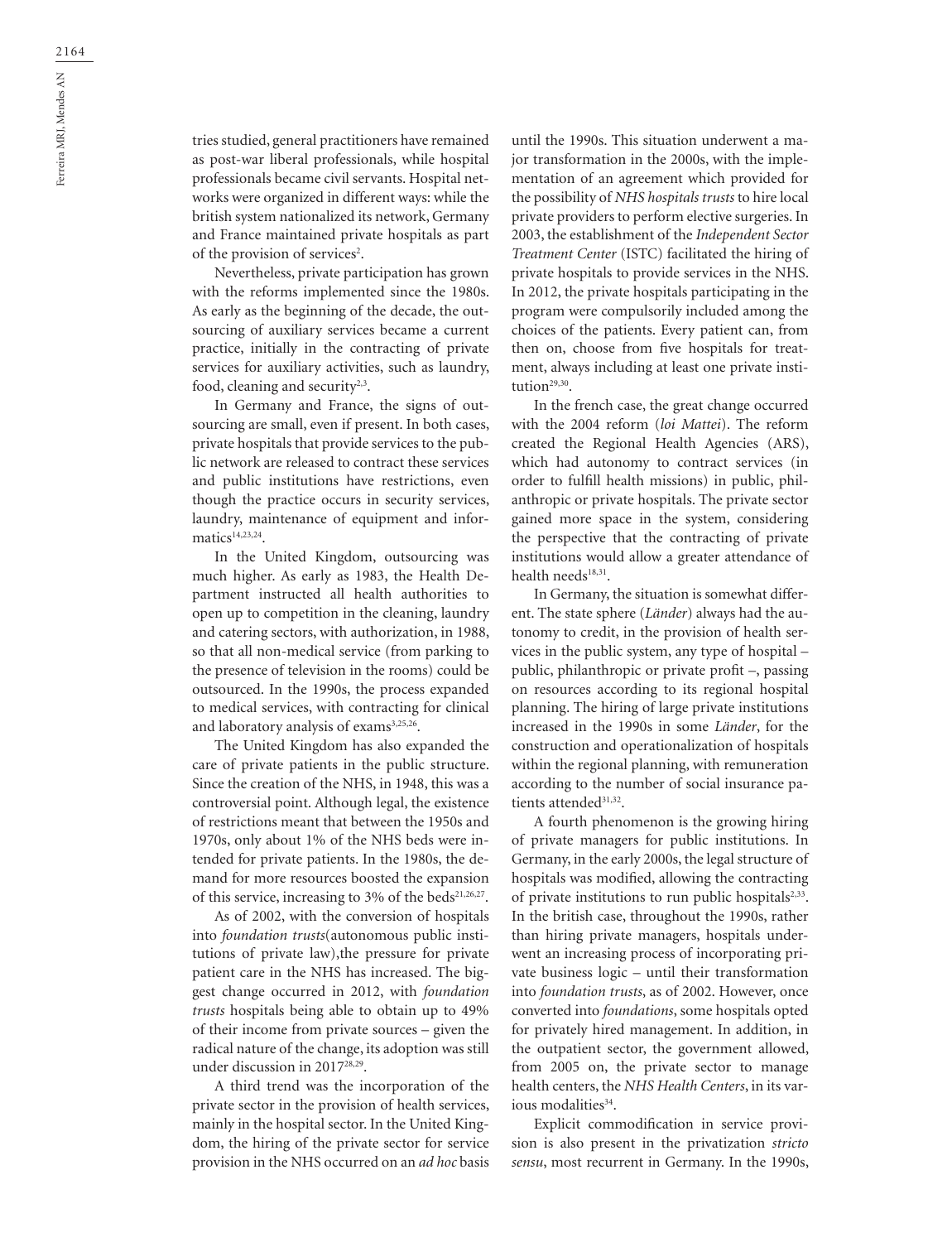tries studied, general practitioners have remained as post-war liberal professionals, while hospital professionals became civil servants. Hospital networks were organized in different ways: while the british system nationalized its network, Germany and France maintained private hospitals as part of the provision of services[2].

Nevertheless, private participation has grown with the reforms implemented since the 1980s. As early as the beginning of the decade, the outsourcing of auxiliary services became a current practice, initially in the contracting of private services for auxiliary activities, such as laundry, food, cleaning and security[2,3].

In Germany and France, the signs of outsourcing are small, even if present. In both cases, private hospitals that provide services to the public network are released to contract these services and public institutions have restrictions, even though the practice occurs in security services, laundry, maintenance of equipment and informatics[14,23,24].

In the United Kingdom, outsourcing was much higher. As early as 1983, the Health Department instructed all health authorities to open up to competition in the cleaning, laundry and catering sectors, with authorization, in 1988, so that all non-medical service (from parking to the presence of television in the rooms) could be outsourced. In the 1990s, the process expanded to medical services, with contracting for clinical and laboratory analysis of exams[3,25,26].

The United Kingdom has also expanded the care of private patients in the public structure. Since the creation of the NHS, in 1948, this was a controversial point. Although legal, the existence of restrictions meant that between the 1950s and 1970s, only about 1% of the NHS beds were intended for private patients. In the 1980s, the demand for more resources boosted the expansion of this service, increasing to 3% of the beds[21,26,27].

As of 2002, with the conversion of hospitals into *foundation trusts*(autonomous public institutions of private law),the pressure for private patient care in the NHS has increased. The biggest change occurred in 2012, with *foundation trusts* hospitals being able to obtain up to 49% of their income from private sources – given the radical nature of the change, its adoption was still under discussion in 2017[28,29].

A third trend was the incorporation of the private sector in the provision of health services, mainly in the hospital sector. In the United Kingdom, the hiring of the private sector for service provision in the NHS occurred on an *ad hoc* basis until the 1990s. This situation underwent a major transformation in the 2000s, with the implementation of an agreement which provided for the possibility of *NHS hospitals trusts* to hire local private providers to perform elective surgeries. In 2003, the establishment of the *Independent Sector Treatment Center* (ISTC) facilitated the hiring of private hospitals to provide services in the NHS. In 2012, the private hospitals participating in the program were compulsorily included among the choices of the patients. Every patient can, from then on, choose from five hospitals for treatment, always including at least one private institution[29,30].

In the french case, the great change occurred with the 2004 reform (*loi Mattei*). The reform created the Regional Health Agencies (ARS), which had autonomy to contract services (in order to fulfill health missions) in public, philanthropic or private hospitals. The private sector gained more space in the system, considering the perspective that the contracting of private institutions would allow a greater attendance of health needs[18,31].

In Germany, the situation is somewhat different. The state sphere (*Länder*) always had the autonomy to credit, in the provision of health services in the public system, any type of hospital – public, philanthropic or private profit –, passing on resources according to its regional hospital planning. The hiring of large private institutions increased in the 1990s in some *Länder*, for the construction and operationalization of hospitals within the regional planning, with remuneration according to the number of social insurance patients attended[31,32].

A fourth phenomenon is the growing hiring of private managers for public institutions. In Germany, in the early 2000s, the legal structure of hospitals was modified, allowing the contracting of private institutions to run public hospitals[2,33]. In the british case, throughout the 1990s, rather than hiring private managers, hospitals underwent an increasing process of incorporating private business logic – until their transformation into *foundation trusts*, as of 2002. However, once converted into *foundations*, some hospitals opted for privately hired management. In addition, in the outpatient sector, the government allowed, from 2005 on, the private sector to manage health centers, the *NHS Health Centers*, in its various modalities[34].

Explicit commodification in service provision is also present in the privatization *stricto sensu*, most recurrent in Germany. In the 1990s,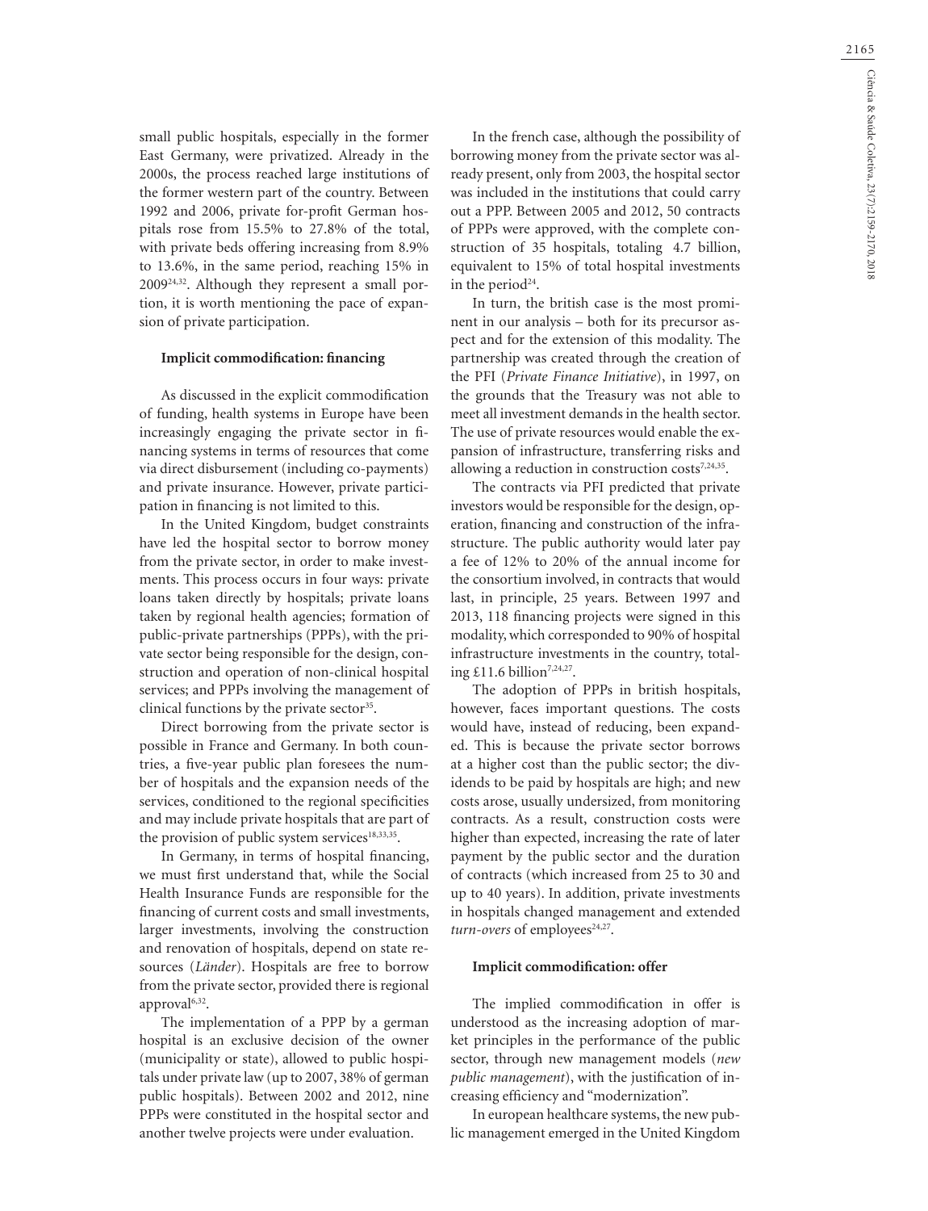small public hospitals, especially in the former East Germany, were privatized. Already in the 2000s, the process reached large institutions of the former western part of the country. Between 1992 and 2006, private for-profit German hospitals rose from 15.5% to 27.8% of the total, with private beds offering increasing from 8.9% to 13.6%, in the same period, reaching 15% in 2009[24,32]. Although they represent a small portion, it is worth mentioning the pace of expansion of private participation.

#### Implicit commodification: financing

As discussed in the explicit commodification of funding, health systems in Europe have been increasingly engaging the private sector in financing systems in terms of resources that come via direct disbursement (including co-payments) and private insurance. However, private participation in financing is not limited to this.

In the United Kingdom, budget constraints have led the hospital sector to borrow money from the private sector, in order to make investments. This process occurs in four ways: private loans taken directly by hospitals; private loans taken by regional health agencies; formation of public-private partnerships (PPPs), with the private sector being responsible for the design, construction and operation of non-clinical hospital services; and PPPs involving the management of clinical functions by the private sector[35].

Direct borrowing from the private sector is possible in France and Germany. In both countries, a five-year public plan foresees the number of hospitals and the expansion needs of the services, conditioned to the regional specificities and may include private hospitals that are part of the provision of public system services[18,33,35].

In Germany, in terms of hospital financing, we must first understand that, while the Social Health Insurance Funds are responsible for the financing of current costs and small investments, larger investments, involving the construction and renovation of hospitals, depend on state resources (*Länder*). Hospitals are free to borrow from the private sector, provided there is regional approval[6,32].

The implementation of a PPP by a german hospital is an exclusive decision of the owner (municipality or state), allowed to public hospitals under private law (up to 2007, 38% of german public hospitals). Between 2002 and 2012, nine PPPs were constituted in the hospital sector and another twelve projects were under evaluation.

In the french case, although the possibility of borrowing money from the private sector was already present, only from 2003, the hospital sector was included in the institutions that could carry out a PPP. Between 2005 and 2012, 50 contracts of PPPs were approved, with the complete construction of 35 hospitals, totaling 4.7 billion, equivalent to 15% of total hospital investments in the period[24].

In turn, the british case is the most prominent in our analysis – both for its precursor aspect and for the extension of this modality. The partnership was created through the creation of the PFI (*Private Finance Initiative*), in 1997, on the grounds that the Treasury was not able to meet all investment demands in the health sector. The use of private resources would enable the expansion of infrastructure, transferring risks and allowing a reduction in construction costs[7,24,35].

The contracts via PFI predicted that private investors would be responsible for the design, operation, financing and construction of the infrastructure. The public authority would later pay a fee of 12% to 20% of the annual income for the consortium involved, in contracts that would last, in principle, 25 years. Between 1997 and 2013, 118 financing projects were signed in this modality, which corresponded to 90% of hospital infrastructure investments in the country, totaling £11.6 billion[7,24,27].

The adoption of PPPs in british hospitals, however, faces important questions. The costs would have, instead of reducing, been expanded. This is because the private sector borrows at a higher cost than the public sector; the dividends to be paid by hospitals are high; and new costs arose, usually undersized, from monitoring contracts. As a result, construction costs were higher than expected, increasing the rate of later payment by the public sector and the duration of contracts (which increased from 25 to 30 and up to 40 years). In addition, private investments in hospitals changed management and extended *turn-overs* of employees[24,27].

#### Implicit commodification: offer

The implied commodification in offer is understood as the increasing adoption of market principles in the performance of the public sector, through new management models (*new public management*), with the justification of increasing efficiency and "modernization".

In european healthcare systems, the new public management emerged in the United Kingdom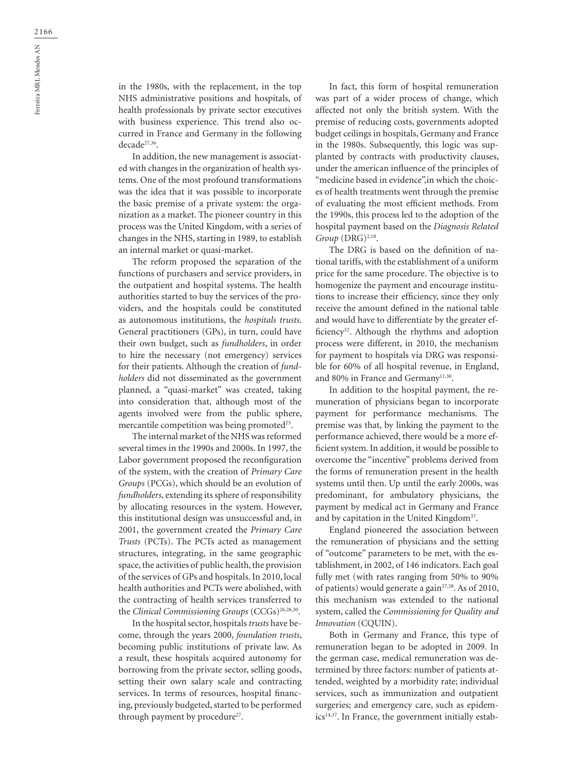in the 1980s, with the replacement, in the top NHS administrative positions and hospitals, of health professionals by private sector executives with business experience. This trend also occurred in France and Germany in the following decade[27,36].

In addition, the new management is associated with changes in the organization of health systems. One of the most profound transformations was the idea that it was possible to incorporate the basic premise of a private system: the organization as a market. The pioneer country in this process was the United Kingdom, with a series of changes in the NHS, starting in 1989, to establish an internal market or quasi-market.

The reform proposed the separation of the functions of purchasers and service providers, in the outpatient and hospital systems. The health authorities started to buy the services of the providers, and the hospitals could be constituted as autonomous institutions, the *hospitals trusts*. General practitioners (GPs), in turn, could have their own budget, such as *fundholders*, in order to hire the necessary (not emergency) services for their patients. Although the creation of *fundholders* did not disseminated as the government planned, a "quasi-market" was created, taking into consideration that, although most of the agents involved were from the public sphere, mercantile competition was being promoted[25].

The internal market of the NHS was reformed several times in the 1990s and 2000s. In 1997, the Labor government proposed the reconfiguration of the system, with the creation of *Primary Care Groups* (PCGs), which should be an evolution of *fundholders*, extending its sphere of responsibility by allocating resources in the system. However, this institutional design was unsuccessful and, in 2001, the government created the *Primary Care Trusts* (PCTs). The PCTs acted as management structures, integrating, in the same geographic space, the activities of public health, the provision of the services of GPs and hospitals. In 2010, local health authorities and PCTs were abolished, with the contracting of health services transferred to the *Clinical Commissioning Groups* (CCGs)[26,28,30].

In the hospital sector, hospitals *trusts* have become, through the years 2000, *foundation trusts*, becoming public institutions of private law. As a result, these hospitals acquired autonomy for borrowing from the private sector, selling goods, setting their own salary scale and contracting services. In terms of resources, hospital financing, previously budgeted, started to be performed through payment by procedure[27].

In fact, this form of hospital remuneration was part of a wider process of change, which affected not only the british system. With the premise of reducing costs, governments adopted budget ceilings in hospitals, Germany and France in the 1980s. Subsequently, this logic was supplanted by contracts with productivity clauses, under the american influence of the principles of "medicine based in evidence",in which the choices of health treatments went through the premise of evaluating the most efficient methods. From the 1990s, this process led to the adoption of the hospital payment based on the *Diagnosis Related Group* (DRG)[2,18].

The DRG is based on the definition of national tariffs, with the establishment of a uniform price for the same procedure. The objective is to homogenize the payment and encourage institutions to increase their efficiency, since they only receive the amount defined in the national table and would have to differentiate by the greater efficiency[32]. Although the rhythms and adoption process were different, in 2010, the mechanism for payment to hospitals via DRG was responsible for 60% of all hospital revenue, in England, and 80% in France and Germany[11,30].

In addition to the hospital payment, the remuneration of physicians began to incorporate payment for performance mechanisms. The premise was that, by linking the payment to the performance achieved, there would be a more efficient system. In addition, it would be possible to overcome the "incentive" problems derived from the forms of remuneration present in the health systems until then. Up until the early 2000s, was predominant, for ambulatory physicians, the payment by medical act in Germany and France and by capitation in the United Kingdom[37].

England pioneered the association between the remuneration of physicians and the setting of "outcome" parameters to be met, with the establishment, in 2002, of 146 indicators. Each goal fully met (with rates ranging from 50% to 90% of patients) would generate a gain[37,38]. As of 2010, this mechanism was extended to the national system, called the *Commissioning for Quality and Innovation* (CQUIN).

Both in Germany and France, this type of remuneration began to be adopted in 2009. In the german case, medical remuneration was determined by three factors: number of patients attended, weighted by a morbidity rate; individual services, such as immunization and outpatient surgeries; and emergency care, such as epidemics[14,37]. In France, the government initially estab-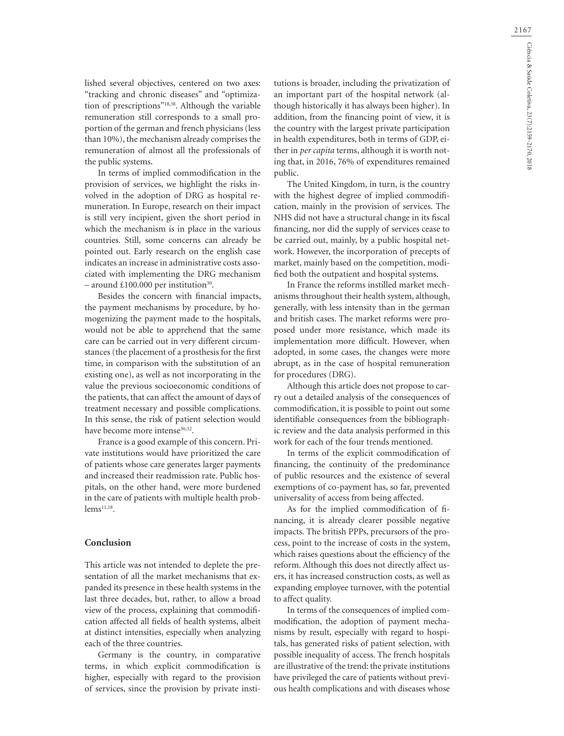lished several objectives, centered on two axes: "tracking and chronic diseases" and "optimization of prescriptions"[18,38]. Although the variable remuneration still corresponds to a small proportion of the german and french physicians (less than 10%), the mechanism already comprises the remuneration of almost all the professionals of the public systems.

In terms of implied commodification in the provision of services, we highlight the risks involved in the adoption of DRG as hospital remuneration. In Europe, research on their impact is still very incipient, given the short period in which the mechanism is in place in the various countries. Still, some concerns can already be pointed out. Early research on the english case indicates an increase in administrative costs associated with implementing the DRG mechanism – around £100.000 per institution[30].

Besides the concern with financial impacts, the payment mechanisms by procedure, by homogenizing the payment made to the hospitals, would not be able to apprehend that the same care can be carried out in very different circumstances (the placement of a prosthesis for the first time, in comparison with the substitution of an existing one), as well as not incorporating in the value the previous socioeconomic conditions of the patients, that can affect the amount of days of treatment necessary and possible complications. In this sense, the risk of patient selection would have become more intense[30,32].

France is a good example of this concern. Private institutions would have prioritized the care of patients whose care generates larger payments and increased their readmission rate. Public hospitals, on the other hand, were more burdened in the care of patients with multiple health problems[11,18].

## Conclusion

This article was not intended to deplete the presentation of all the market mechanisms that expanded its presence in these health systems in the last three decades, but, rather, to allow a broad view of the process, explaining that commodification affected all fields of health systems, albeit at distinct intensities, especially when analyzing each of the three countries.

Germany is the country, in comparative terms, in which explicit commodification is higher, especially with regard to the provision of services, since the provision by private institutions is broader, including the privatization of an important part of the hospital network (although historically it has always been higher). In addition, from the financing point of view, it is the country with the largest private participation in health expenditures, both in terms of GDP, either in *per capita* terms, although it is worth noting that, in 2016, 76% of expenditures remained public.

The United Kingdom, in turn, is the country with the highest degree of implied commodification, mainly in the provision of services. The NHS did not have a structural change in its fiscal financing, nor did the supply of services cease to be carried out, mainly, by a public hospital network. However, the incorporation of precepts of market, mainly based on the competition, modified both the outpatient and hospital systems.

In France the reforms instilled market mechanisms throughout their health system, although, generally, with less intensity than in the german and british cases. The market reforms were proposed under more resistance, which made its implementation more difficult. However, when adopted, in some cases, the changes were more abrupt, as in the case of hospital remuneration for procedures (DRG).

Although this article does not propose to carry out a detailed analysis of the consequences of commodification, it is possible to point out some identifiable consequences from the bibliographic review and the data analysis performed in this work for each of the four trends mentioned.

In terms of the explicit commodification of financing, the continuity of the predominance of public resources and the existence of several exemptions of co-payment has, so far, prevented universality of access from being affected.

As for the implied commodification of financing, it is already clearer possible negative impacts. The british PPPs, precursors of the process, point to the increase of costs in the system, which raises questions about the efficiency of the reform. Although this does not directly affect users, it has increased construction costs, as well as expanding employee turnover, with the potential to affect quality.

In terms of the consequences of implied commodification, the adoption of payment mechanisms by result, especially with regard to hospitals, has generated risks of patient selection, with possible inequality of access. The french hospitals are illustrative of the trend: the private institutions have privileged the care of patients without previous health complications and with diseases whose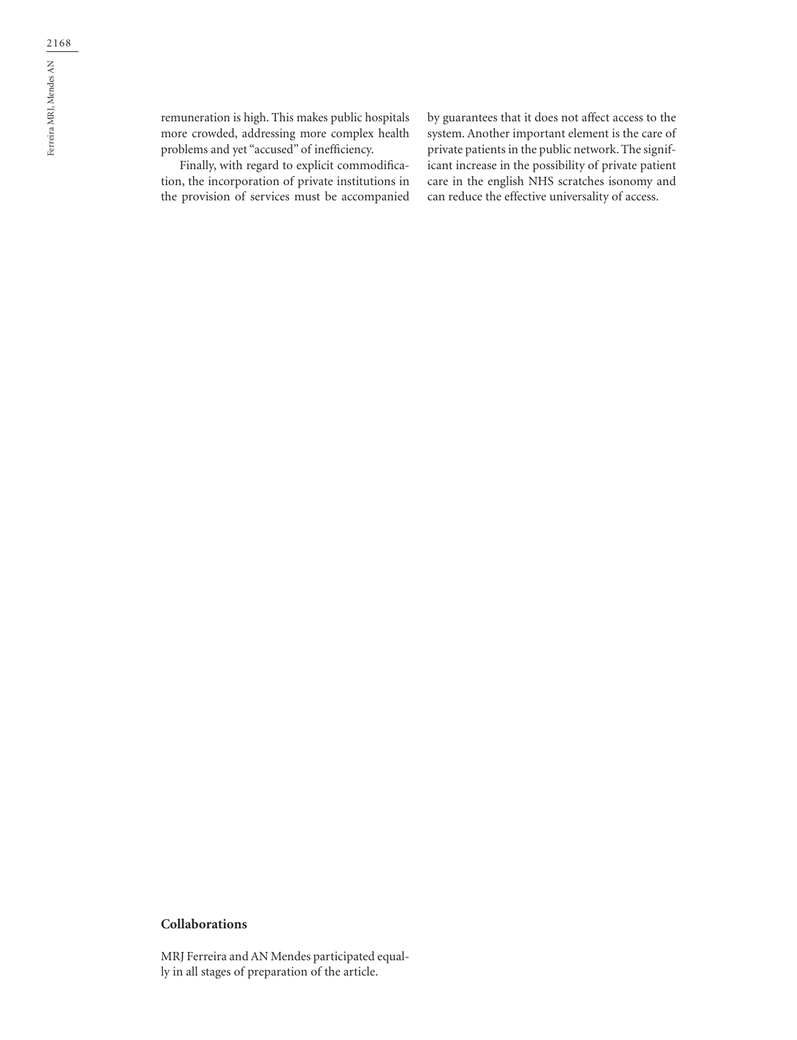remuneration is high. This makes public hospitals more crowded, addressing more complex health problems and yet "accused" of inefficiency.

Finally, with regard to explicit commodification, the incorporation of private institutions in the provision of services must be accompanied by guarantees that it does not affect access to the system. Another important element is the care of private patients in the public network. The significant increase in the possibility of private patient care in the english NHS scratches isonomy and can reduce the effective universality of access.

## Collaborations

MRJ Ferreira and AN Mendes participated equally in all stages of preparation of the article.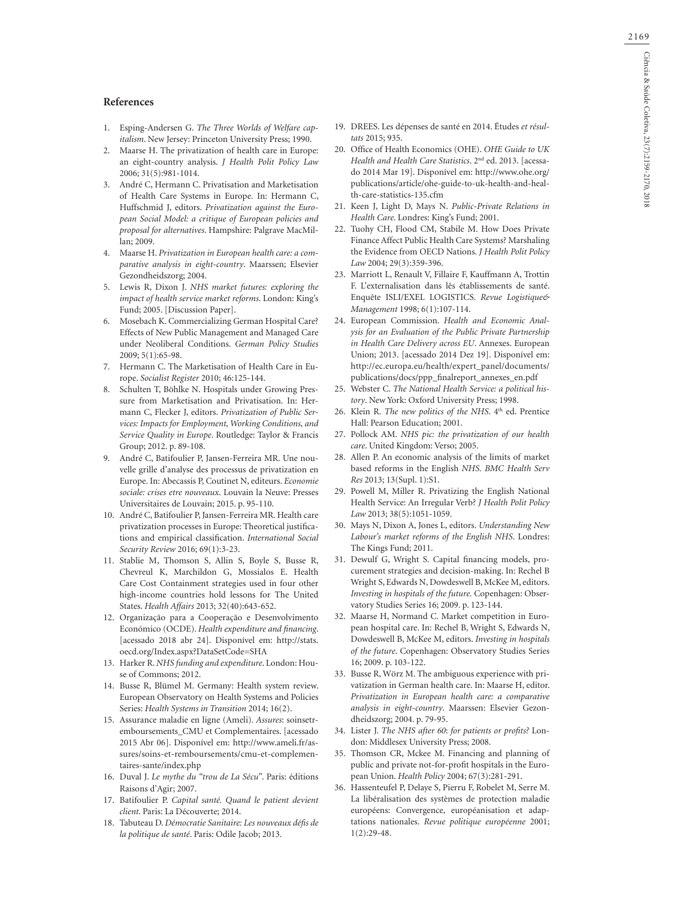## References

1. Esping-Andersen G. *The Three Worlds of Welfare capitalism*. New Jersey: Princeton University Press; 1990.
2. Maarse H. The privatization of health care in Europe: an eight-country analysis. *J Health Polit Policy Law* 2006; 31(5):981-1014.
3. André C, Hermann C. Privatisation and Marketisation of Health Care Systems in Europe. In: Hermann C, Huffschmid J, editors. *Privatization against the European Social Model: a critique of European policies and proposal for alternatives*. Hampshire: Palgrave MacMillan; 2009.
4. Maarse H. *Privatization in European health care: a comparative analysis in eight-country*. Maarssen; Elsevier Gezondheidszorg; 2004.
5. Lewis R, Dixon J. *NHS market futures: exploring the impact of health service market reforms*. London: King's Fund; 2005. [Discussion Paper].
6. Mosebach K. Commercializing German Hospital Care? Effects of New Public Management and Managed Care under Neoliberal Conditions. *German Policy Studies* 2009; 5(1):65-98.
7. Hermann C. The Marketisation of Health Care in Europe. *Socialist Register* 2010; 46:125-144.
8. Schulten T, Böhlke N. Hospitals under Growing Pressure from Marketisation and Privatisation. In: Hermann C, Flecker J, editors. *Privatization of Public Services: Impacts for Employment, Working Conditions, and Service Quality in Europe*. Routledge: Taylor & Francis Group; 2012. p. 89-108.
9. André C, Batifoulier P, Jansen-Ferreira MR. Une nouvelle grille d'analyse des processus de privatization en Europe. In: Abecassis P, Coutinet N, editeurs. *Economie sociale: crises etre nouveaux*. Louvain la Neuve: Presses Universitaires de Louvain; 2015. p. 95-110.
10. André C, Batifoulier P, Jansen-Ferreira MR. Health care privatization processes in Europe: Theoretical justifications and empirical classification. *International Social Security Review* 2016; 69(1):3-23.
11. Stablie M, Thomson S, Allin S, Boyle S, Busse R, Chevreul K, Marchildon G, Mossialos E. Health Care Cost Containment strategies used in four other high-income countries hold lessons for The United States. *Health Affairs* 2013; 32(40):643-652.
12. Organização para a Cooperação e Desenvolvimento Económico (OCDE). *Health expenditure and financing*. [acessado 2018 abr 24]. Disponível em: http://stats.oecd.org/Index.aspx?DataSetCode=SHA
13. Harker R. *NHS funding and expenditure*. London: House of Commons; 2012.
14. Busse R, Blümel M. Germany: Health system review. European Observatory on Health Systems and Policies Series: *Health Systems in Transition* 2014; 16(2).
15. Assurance maladie en ligne (Ameli). *Assures*: soinsetremboursements_CMU et Complementaires. [acessado 2015 Abr 06]. Disponível em: http://www.ameli.fr/assures/soins-et-remboursements/cmu-et-complementaires-sante/index.php
16. Duval J. *Le mythe du "trou de La Sécu"*. Paris: éditions Raisons d'Agir; 2007.
17. Batifoulier P. *Capital santé. Quand le patient devient client*. Paris: La Découverte; 2014.
18. Tabuteau D. *Démocratie Sanitaire: Les nouveaux défis de la politique de santé*. Paris: Odile Jacob; 2013.
19. DREES. Les dépenses de santé en 2014. Études *et résultats* 2015; 935.
20. Office of Health Economics (OHE). *OHE Guide to UK Health and Health Care Statistics*. 2nd ed. 2013. [acessado 2014 Mar 19]. Disponível em: http://www.ohe.org/publications/article/ohe-guide-to-uk-health-and-health-care-statistics-135.cfm
21. Keen J, Light D, Mays N. *Public-Private Relations in Health Care*. Londres: King's Fund; 2001.
22. Tuohy CH, Flood CM, Stabile M. How Does Private Finance Affect Public Health Care Systems? Marshaling the Evidence from OECD Nations. *J Health Polit Policy Law* 2004; 29(3):359-396.
23. Marriott L, Renault V, Fillaire F, Kauffmann A, Trottin F. L'externalisation dans lês établissements de santé. Enquête ISLI/EXEL LOGISTICS. *Revue Logistique& Management* 1998; 6(1):107-114.
24. European Commission. *Health and Economic Analysis for an Evaluation of the Public Private Partnership in Health Care Delivery across EU*. Annexes. European Union; 2013. [acessado 2014 Dez 19]. Disponível em: http://ec.europa.eu/health/expert_panel/documents/publications/docs/ppp_finalreport_annexes_en.pdf
25. Webster C. *The National Health Service: a political history*. New York: Oxford University Press; 1998.
26. Klein R. *The new politics of the NHS*. 4th ed. Prentice Hall: Pearson Education; 2001.
27. Pollock AM. *NHS pic: the privatization of our health care*. United Kingdom: Verso; 2005.
28. Allen P. An economic analysis of the limits of market based reforms in the English *NHS. BMC Health Serv Res* 2013; 13(Supl. 1):S1.
29. Powell M, Miller R. Privatizing the English National Health Service: An Irregular Verb? *J Health Polit Policy Law* 2013; 38(5):1051-1059.
30. Mays N, Dixon A, Jones L, editors. *Understanding New Labour's market reforms of the English NHS*. Londres: The Kings Fund; 2011.
31. Dewulf G, Wright S. Capital financing models, procurement strategies and decision-making. In: Rechel B Wright S, Edwards N, Dowdeswell B, McKee M, editors. *Investing in hospitals of the future.* Copenhagen: Observatory Studies Series 16; 2009. p. 123-144.
32. Maarse H, Normand C. Market competition in European hospital care. In: Rechel B, Wright S, Edwards N, Dowdeswell B, McKee M, editors. *Investing in hospitals of the future*. Copenhagen: Observatory Studies Series 16; 2009. p. 103-122.
33. Busse R, Wörz M. The ambiguous experience with privatization in German health care. In: Maarse H, editor. *Privatization in European health care: a comparative analysis in eight-country*. Maarssen: Elsevier Gezondheidszorg; 2004. p. 79-95.
34. Lister J. *The NHS after 60*: *for patients or profits?* London: Middlesex University Press; 2008.
35. Thomson CR, Mckee M. Financing and planning of public and private not-for-profit hospitals in the European Union. *Health Policy* 2004; 67(3):281-291.
36. Hassenteufel P, Delaye S, Pierru F, Robelet M, Serre M. La libéralisation des systèmes de protection maladie européens: Convergence, européanisation et adaptations nationales. *Revue politique européenne* 2001; 1(2):29-48.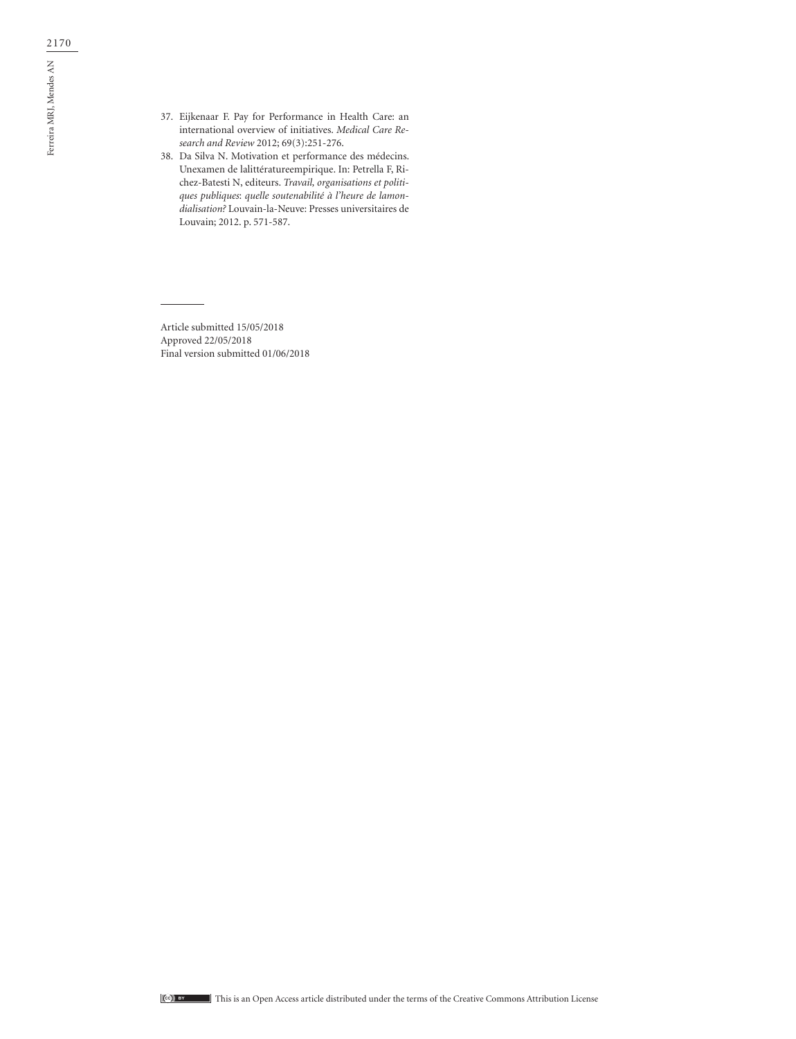37. Eijkenaar F. Pay for Performance in Health Care: an international overview of initiatives. *Medical Care Research and Review* 2012; 69(3):251-276.
38. Da Silva N. Motivation et performance des médecins. Unexamen de lalittératureempirique. In: Petrella F, Richez-Batesti N, editeurs. *Travail, organisations et politiques publiques*: *quelle soutenabilité à l'heure de lamondialisation?* Louvain-la-Neuve: Presses universitaires de Louvain; 2012. p. 571-587.

---

Article submitted 15/05/2018
Approved 22/05/2018
Final version submitted 01/06/2018

This is an Open Access article distributed under the terms of the Creative Commons Attribution License